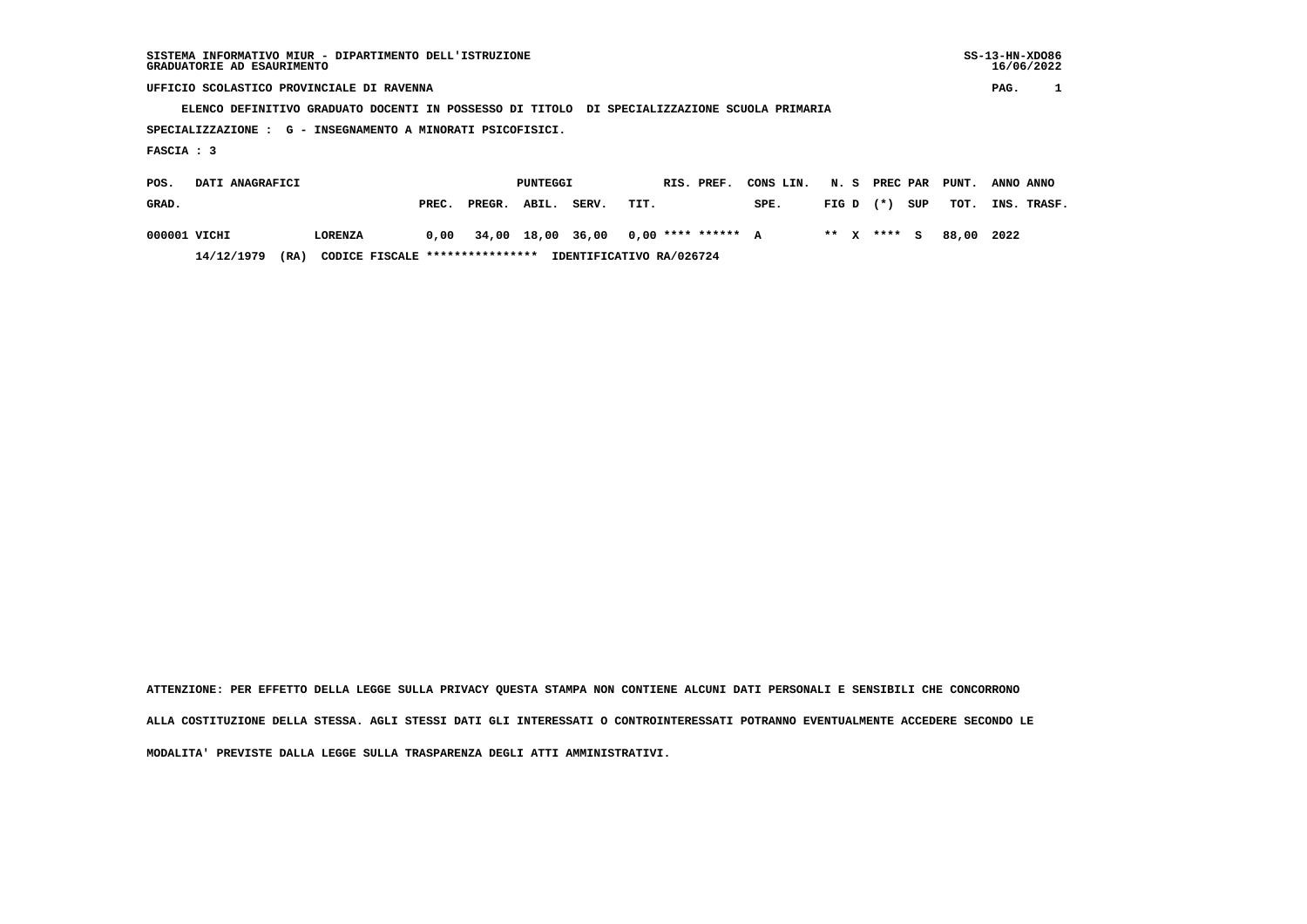SISTEMA INFORMATIVO MIUR - DIPARTIMENTO DELL'ISTRUZIONE
GRADUATORIE AD ESAURIMENTO

SS-13-HN-XDO86
16/06/2022

UFFICIO SCOLASTICO PROVINCIALE DI RAVENNA

ELENCO DEFINITIVO GRADUATO DOCENTI IN POSSESSO DI TITOLO DI SPECIALIZZAZIONE SCUOLA PRIMARIA

SPECIALIZZAZIONE : G - INSEGNAMENTO A MINORATI PSICOFISICI.

FASCIA : 3

| POS. GRAD. | DATI ANAGRAFICI | | PUNTEGGI PREC. | PREGR. | ABIL. | SERV. | TIT. | RIS. PREF. | CONS LIN. SPE. | N. S FIG D | PREC (*) | PAR SUP | PUNT. TOT. | ANNO INS. | ANNO TRASF. |
|---|---|---|---|---|---|---|---|---|---|---|---|---|---|---|---|
| 000001 | VICHI | LORENZA | 0,00 | 34,00 | 18,00 | 36,00 | 0,00 | **** ****** | A | ** X | **** | S | 88,00 | 2022 | |

14/12/1979 (RA) CODICE FISCALE **************** IDENTIFICATIVO RA/026724

ATTENZIONE: PER EFFETTO DELLA LEGGE SULLA PRIVACY QUESTA STAMPA NON CONTIENE ALCUNI DATI PERSONALI E SENSIBILI CHE CONCORRONO ALLA COSTITUZIONE DELLA STESSA. AGLI STESSI DATI GLI INTERESSATI O CONTROINTERESSATI POTRANNO EVENTUALMENTE ACCEDERE SECONDO LE MODALITA' PREVISTE DALLA LEGGE SULLA TRASPARENZA DEGLI ATTI AMMINISTRATIVI.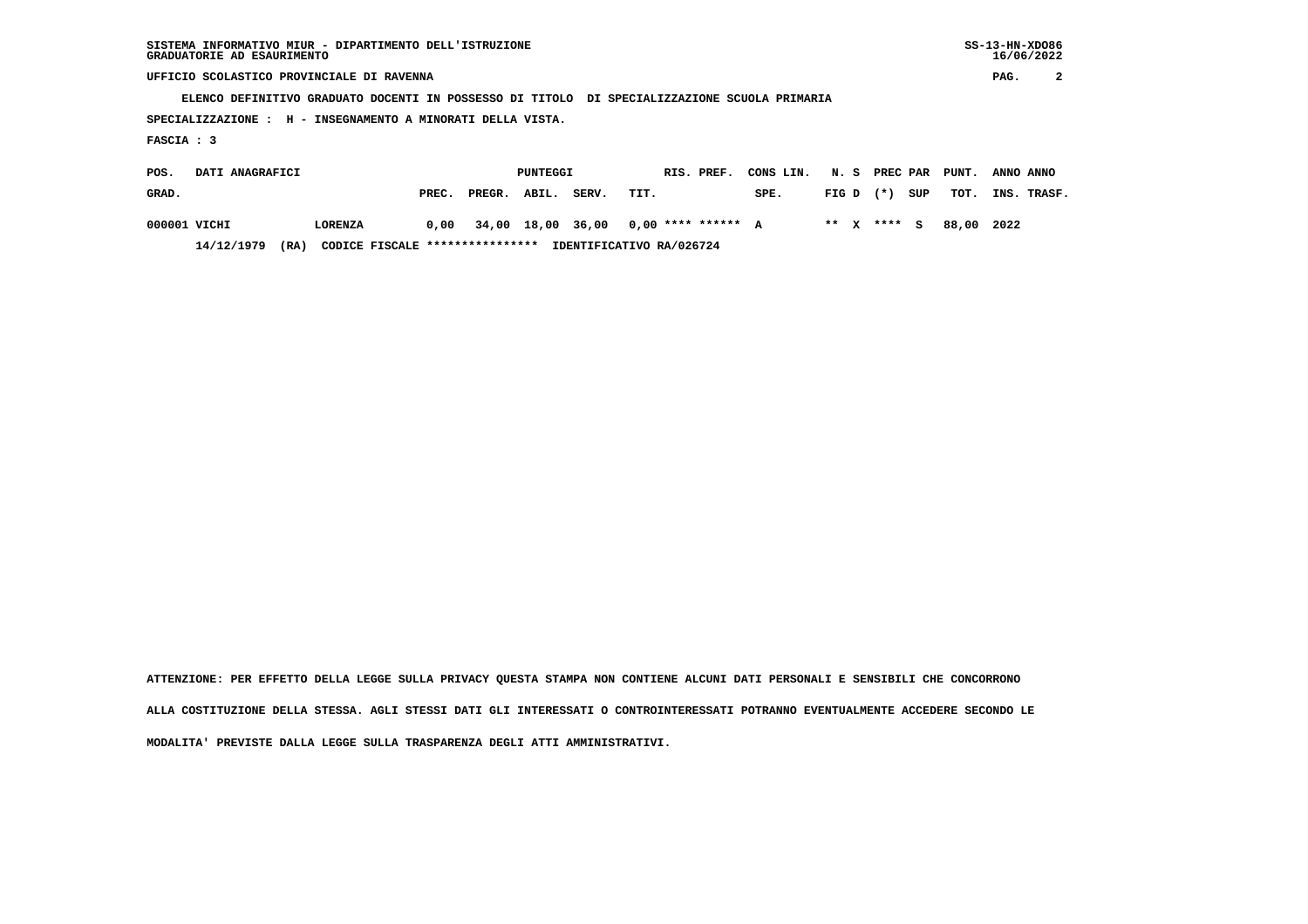SISTEMA INFORMATIVO MIUR - DIPARTIMENTO DELL'ISTRUZIONE
GRADUATORIE AD ESAURIMENTO

UFFICIO SCOLASTICO PROVINCIALE DI RAVENNA

**ELENCO DEFINITIVO GRADUATO DOCENTI IN POSSESSO DI TITOLO DI SPECIALIZZAZIONE SCUOLA PRIMARIA**

**SPECIALIZZAZIONE : H - INSEGNAMENTO A MINORATI DELLA VISTA.**

**FASCIA : 3**

| POS. GRAD. | DATI ANAGRAFICI | | PREC. | PREGR. | ABIL. | SERV. | TIT. | RIS. | PREF. | CONS LIN. SPE. | N. FIG | S D | PREC (*) | PAR SUP | PUNT. TOT. | ANNO INS. | ANNO TRASF. |
|---|---|---|---|---|---|---|---|---|---|---|---|---|---|---|---|---|---|
| 000001 | VICHI | LORENZA | 0,00 | 34,00 | 18,00 | 36,00 | 0,00 | **** | ****** | A | ** | X | **** | S | 88,00 | 2022 | |
| | 14/12/1979 (RA) | CODICE FISCALE **************** IDENTIFICATIVO RA/026724 | | | | | | | | | | | | | | | |

ATTENZIONE: PER EFFETTO DELLA LEGGE SULLA PRIVACY QUESTA STAMPA NON CONTIENE ALCUNI DATI PERSONALI E SENSIBILI CHE CONCORRONO ALLA COSTITUZIONE DELLA STESSA. AGLI STESSI DATI GLI INTERESSATI O CONTROINTERESSATI POTRANNO EVENTUALMENTE ACCEDERE SECONDO LE MODALITA' PREVISTE DALLA LEGGE SULLA TRASPARENZA DEGLI ATTI AMMINISTRATIVI.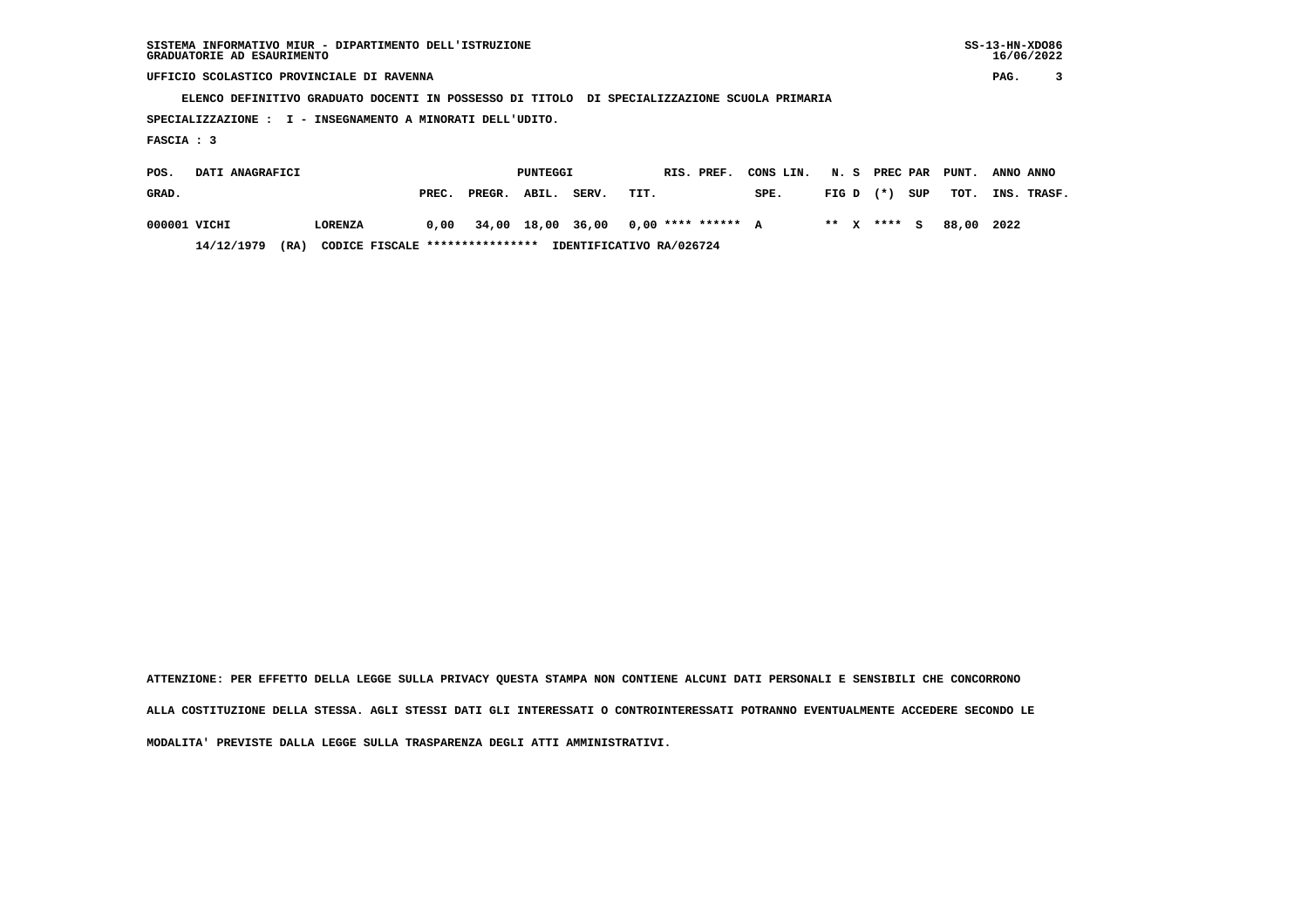SISTEMA INFORMATIVO MIUR - DIPARTIMENTO DELL'ISTRUZIONE
GRADUATORIE AD ESAURIMENTO

UFFICIO SCOLASTICO PROVINCIALE DI RAVENNA

ELENCO DEFINITIVO GRADUATO DOCENTI IN POSSESSO DI TITOLO DI SPECIALIZZAZIONE SCUOLA PRIMARIA

SPECIALIZZAZIONE : I - INSEGNAMENTO A MINORATI DELL'UDITO.

FASCIA : 3

| POS. GRAD. | DATI ANAGRAFICI | | PUNTEGGI PREC. | PREGR. | ABIL. | SERV. | TIT. | RIS. PREF. | CONS LIN. SPE. | N. S FIG D | PREC PAR (*) | SUP | PUNT. TOT. | ANNO INS. | ANNO TRASF. |
|---|---|---|---|---|---|---|---|---|---|---|---|---|---|---|---|
| 000001 | VICHI | LORENZA | 0,00 | 34,00 | 18,00 | 36,00 | 0,00 | **** ****** | A | ** X | **** | S | 88,00 | 2022 | |
| | 14/12/1979 (RA) | CODICE FISCALE **************** | IDENTIFICATIVO RA/026724 | | | | | | | | | | | | |

ATTENZIONE: PER EFFETTO DELLA LEGGE SULLA PRIVACY QUESTA STAMPA NON CONTIENE ALCUNI DATI PERSONALI E SENSIBILI CHE CONCORRONO ALLA COSTITUZIONE DELLA STESSA. AGLI STESSI DATI GLI INTERESSATI O CONTROINTERESSATI POTRANNO EVENTUALMENTE ACCEDERE SECONDO LE MODALITA' PREVISTE DALLA LEGGE SULLA TRASPARENZA DEGLI ATTI AMMINISTRATIVI.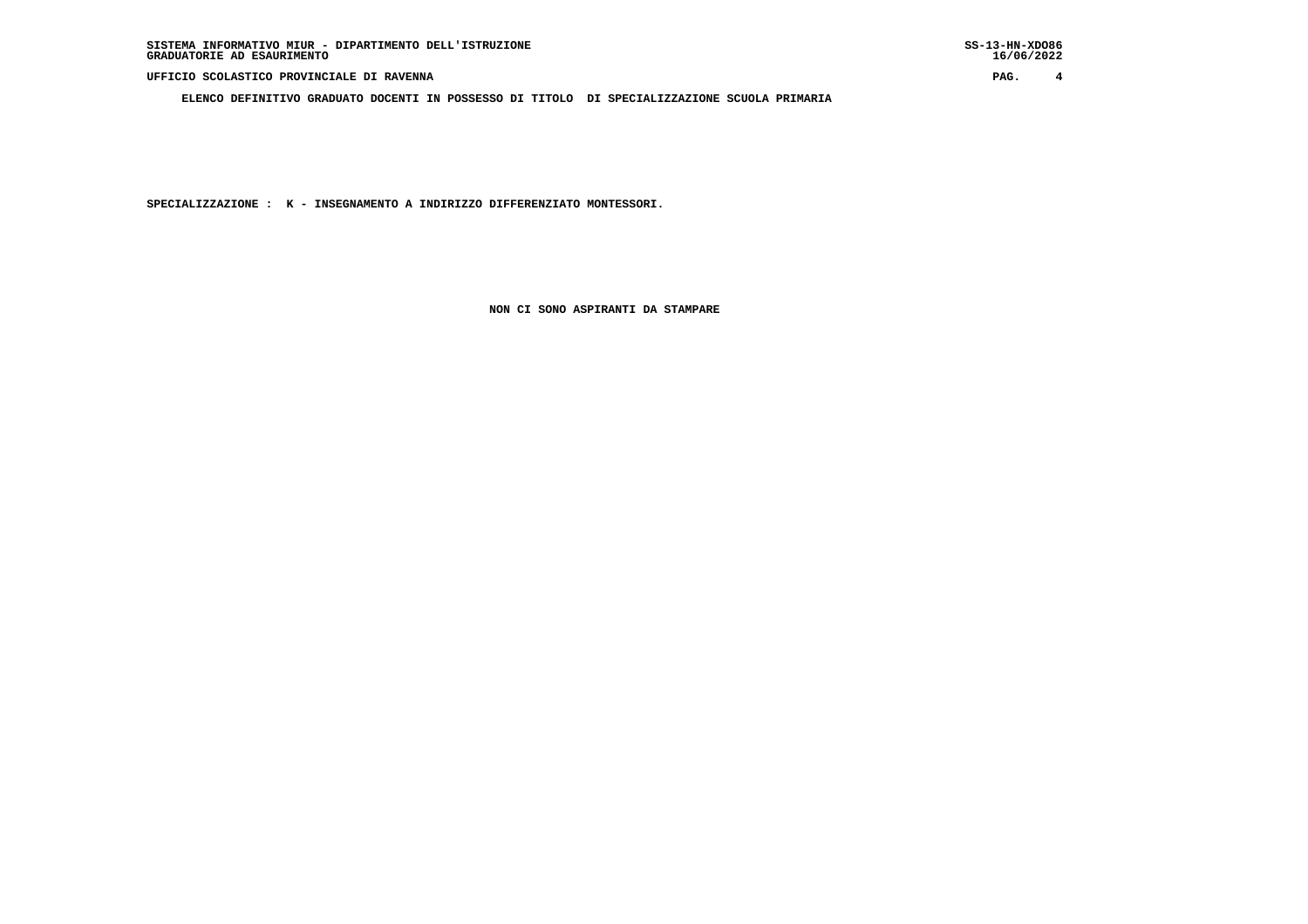**ELENCO DEFINITIVO GRADUATO DOCENTI IN POSSESSO DI TITOLO DI SPECIALIZZAZIONE SCUOLA PRIMARIA**

**SPECIALIZZAZIONE : K - INSEGNAMENTO A INDIRIZZO DIFFERENZIATO MONTESSORI.**

**NON CI SONO ASPIRANTI DA STAMPARE**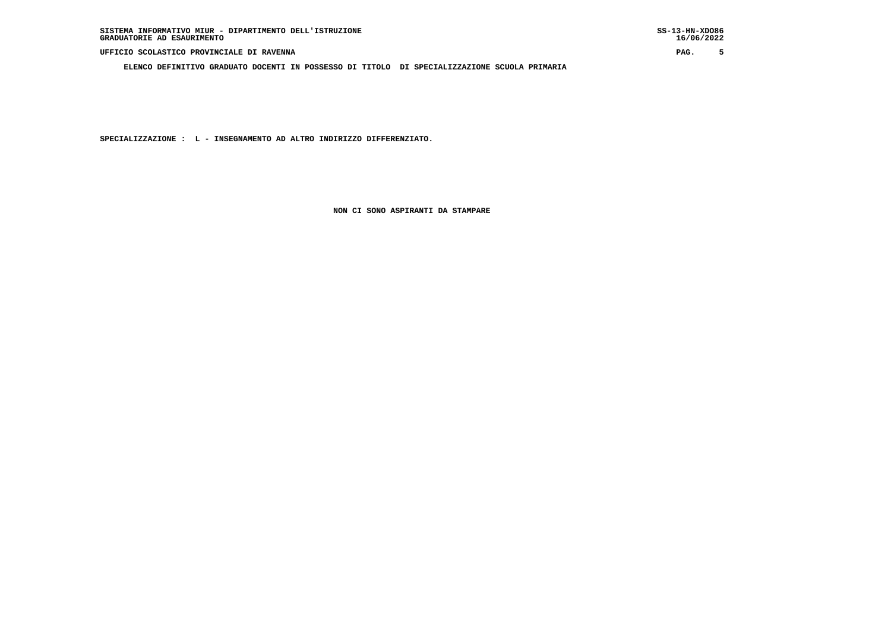**ELENCO DEFINITIVO GRADUATO DOCENTI IN POSSESSO DI TITOLO DI SPECIALIZZAZIONE SCUOLA PRIMARIA**

**SPECIALIZZAZIONE : L - INSEGNAMENTO AD ALTRO INDIRIZZO DIFFERENZIATO.**

**NON CI SONO ASPIRANTI DA STAMPARE**